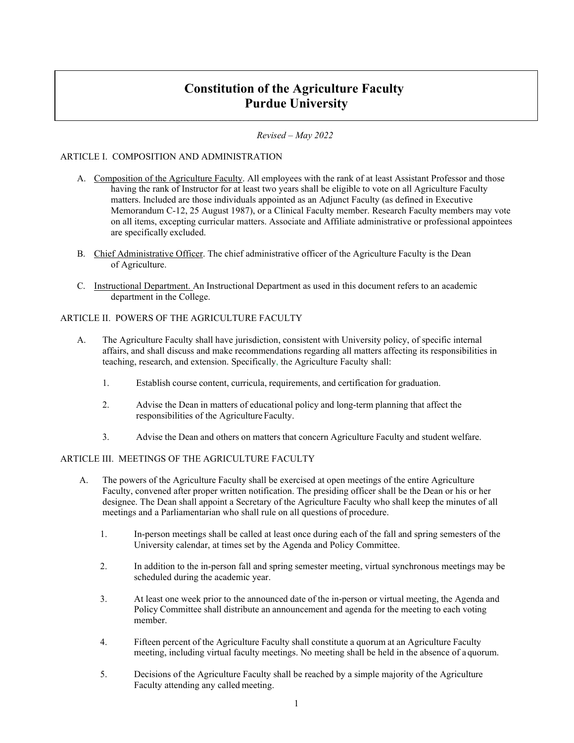# Constitution of the Agriculture Faculty
# Purdue University

*Revised – May 2022*

## ARTICLE I. COMPOSITION AND ADMINISTRATION

A. Composition of the Agriculture Faculty. All employees with the rank of at least Assistant Professor and those having the rank of Instructor for at least two years shall be eligible to vote on all Agriculture Faculty matters. Included are those individuals appointed as an Adjunct Faculty (as defined in Executive Memorandum C-12, 25 August 1987), or a Clinical Faculty member. Research Faculty members may vote on all items, excepting curricular matters. Associate and Affiliate administrative or professional appointees are specifically excluded.

B. Chief Administrative Officer. The chief administrative officer of the Agriculture Faculty is the Dean of Agriculture.

C. Instructional Department. An Instructional Department as used in this document refers to an academic department in the College.

## ARTICLE II. POWERS OF THE AGRICULTURE FACULTY

A. The Agriculture Faculty shall have jurisdiction, consistent with University policy, of specific internal affairs, and shall discuss and make recommendations regarding all matters affecting its responsibilities in teaching, research, and extension. Specifically, the Agriculture Faculty shall:

1. Establish course content, curricula, requirements, and certification for graduation.

2. Advise the Dean in matters of educational policy and long-term planning that affect the responsibilities of the Agriculture Faculty.

3. Advise the Dean and others on matters that concern Agriculture Faculty and student welfare.

## ARTICLE III. MEETINGS OF THE AGRICULTURE FACULTY

A. The powers of the Agriculture Faculty shall be exercised at open meetings of the entire Agriculture Faculty, convened after proper written notification. The presiding officer shall be the Dean or his or her designee. The Dean shall appoint a Secretary of the Agriculture Faculty who shall keep the minutes of all meetings and a Parliamentarian who shall rule on all questions of procedure.

1. In-person meetings shall be called at least once during each of the fall and spring semesters of the University calendar, at times set by the Agenda and Policy Committee.

2. In addition to the in-person fall and spring semester meeting, virtual synchronous meetings may be scheduled during the academic year.

3. At least one week prior to the announced date of the in-person or virtual meeting, the Agenda and Policy Committee shall distribute an announcement and agenda for the meeting to each voting member.

4. Fifteen percent of the Agriculture Faculty shall constitute a quorum at an Agriculture Faculty meeting, including virtual faculty meetings. No meeting shall be held in the absence of a quorum.

5. Decisions of the Agriculture Faculty shall be reached by a simple majority of the Agriculture Faculty attending any called meeting.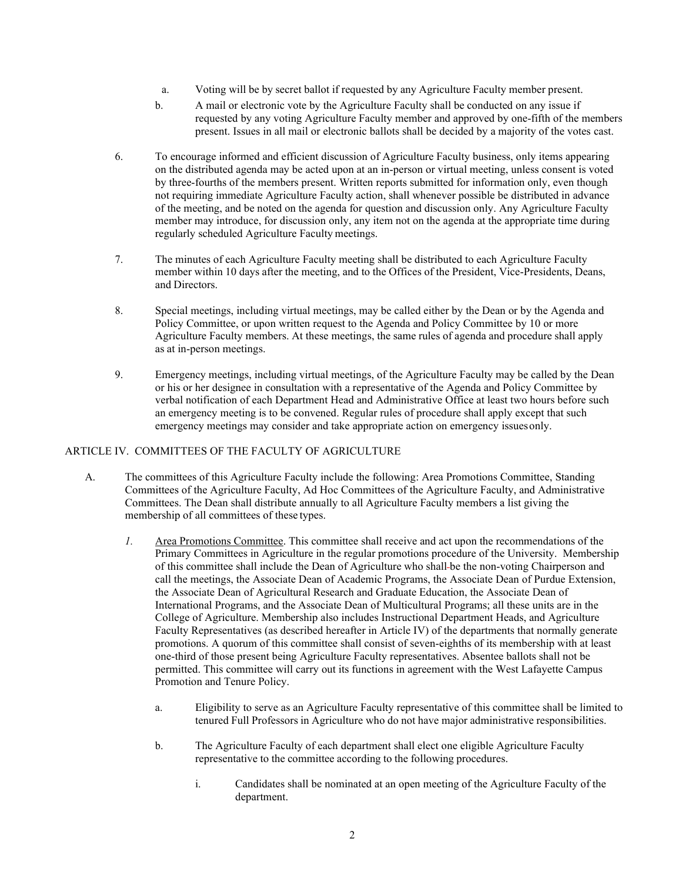a. Voting will be by secret ballot if requested by any Agriculture Faculty member present.

b. A mail or electronic vote by the Agriculture Faculty shall be conducted on any issue if requested by any voting Agriculture Faculty member and approved by one-fifth of the members present. Issues in all mail or electronic ballots shall be decided by a majority of the votes cast.

6. To encourage informed and efficient discussion of Agriculture Faculty business, only items appearing on the distributed agenda may be acted upon at an in-person or virtual meeting, unless consent is voted by three-fourths of the members present. Written reports submitted for information only, even though not requiring immediate Agriculture Faculty action, shall whenever possible be distributed in advance of the meeting, and be noted on the agenda for question and discussion only. Any Agriculture Faculty member may introduce, for discussion only, any item not on the agenda at the appropriate time during regularly scheduled Agriculture Faculty meetings.

7. The minutes of each Agriculture Faculty meeting shall be distributed to each Agriculture Faculty member within 10 days after the meeting, and to the Offices of the President, Vice-Presidents, Deans, and Directors.

8. Special meetings, including virtual meetings, may be called either by the Dean or by the Agenda and Policy Committee, or upon written request to the Agenda and Policy Committee by 10 or more Agriculture Faculty members. At these meetings, the same rules of agenda and procedure shall apply as at in-person meetings.

9. Emergency meetings, including virtual meetings, of the Agriculture Faculty may be called by the Dean or his or her designee in consultation with a representative of the Agenda and Policy Committee by verbal notification of each Department Head and Administrative Office at least two hours before such an emergency meeting is to be convened. Regular rules of procedure shall apply except that such emergency meetings may consider and take appropriate action on emergency issues only.

## ARTICLE IV. COMMITTEES OF THE FACULTY OF AGRICULTURE

A. The committees of this Agriculture Faculty include the following: Area Promotions Committee, Standing Committees of the Agriculture Faculty, Ad Hoc Committees of the Agriculture Faculty, and Administrative Committees. The Dean shall distribute annually to all Agriculture Faculty members a list giving the membership of all committees of these types.

*1.* Area Promotions Committee. This committee shall receive and act upon the recommendations of the Primary Committees in Agriculture in the regular promotions procedure of the University. Membership of this committee shall include the Dean of Agriculture who shall be the non-voting Chairperson and call the meetings, the Associate Dean of Academic Programs, the Associate Dean of Purdue Extension, the Associate Dean of Agricultural Research and Graduate Education, the Associate Dean of International Programs, and the Associate Dean of Multicultural Programs; all these units are in the College of Agriculture. Membership also includes Instructional Department Heads, and Agriculture Faculty Representatives (as described hereafter in Article IV) of the departments that normally generate promotions. A quorum of this committee shall consist of seven-eighths of its membership with at least one-third of those present being Agriculture Faculty representatives. Absentee ballots shall not be permitted. This committee will carry out its functions in agreement with the West Lafayette Campus Promotion and Tenure Policy.

a. Eligibility to serve as an Agriculture Faculty representative of this committee shall be limited to tenured Full Professors in Agriculture who do not have major administrative responsibilities.

b. The Agriculture Faculty of each department shall elect one eligible Agriculture Faculty representative to the committee according to the following procedures.

i. Candidates shall be nominated at an open meeting of the Agriculture Faculty of the department.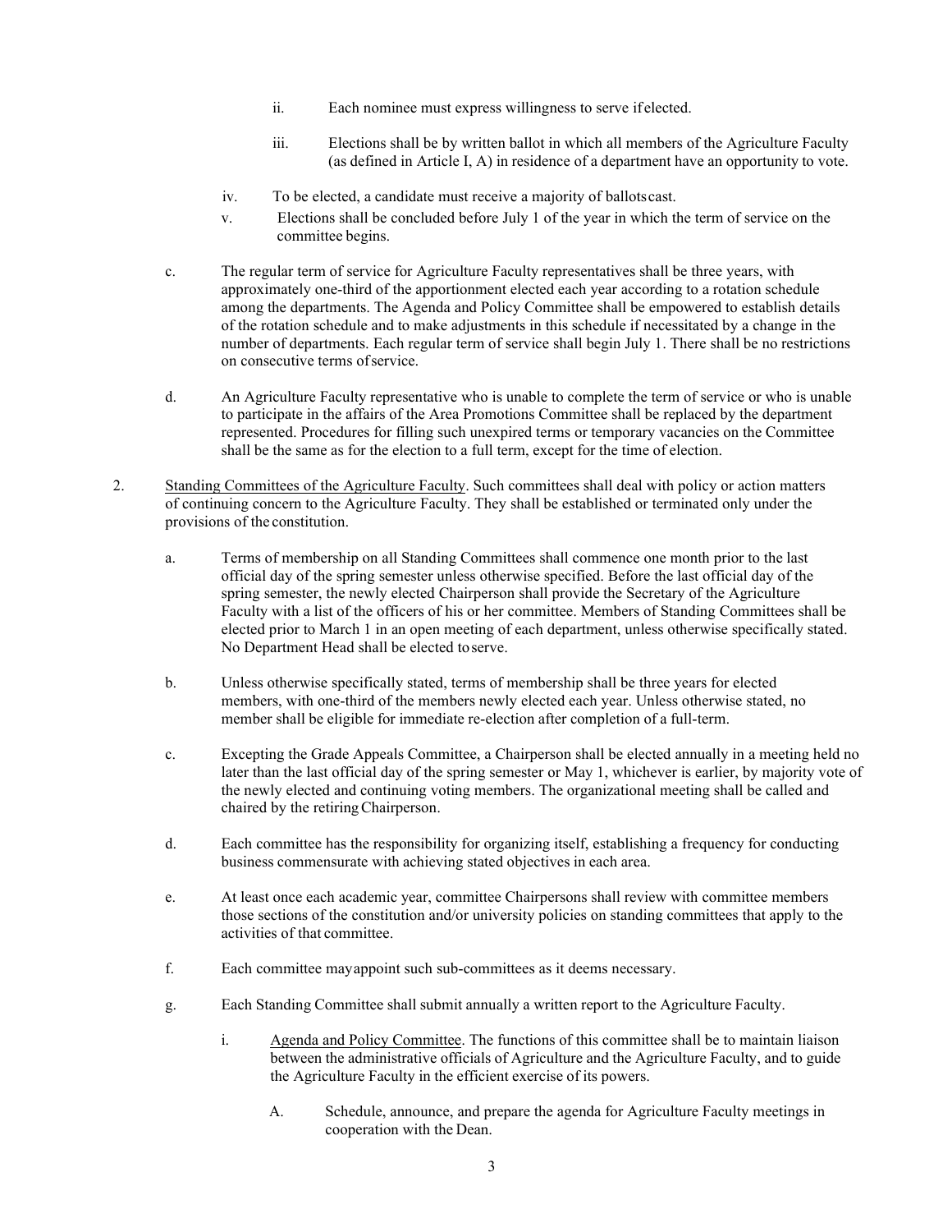ii. Each nominee must express willingness to serve if elected.

iii. Elections shall be by written ballot in which all members of the Agriculture Faculty (as defined in Article I, A) in residence of a department have an opportunity to vote.

iv. To be elected, a candidate must receive a majority of ballots cast.

v. Elections shall be concluded before July 1 of the year in which the term of service on the committee begins.

c. The regular term of service for Agriculture Faculty representatives shall be three years, with approximately one-third of the apportionment elected each year according to a rotation schedule among the departments. The Agenda and Policy Committee shall be empowered to establish details of the rotation schedule and to make adjustments in this schedule if necessitated by a change in the number of departments. Each regular term of service shall begin July 1. There shall be no restrictions on consecutive terms of service.

d. An Agriculture Faculty representative who is unable to complete the term of service or who is unable to participate in the affairs of the Area Promotions Committee shall be replaced by the department represented. Procedures for filling such unexpired terms or temporary vacancies on the Committee shall be the same as for the election to a full term, except for the time of election.

2. Standing Committees of the Agriculture Faculty. Such committees shall deal with policy or action matters of continuing concern to the Agriculture Faculty. They shall be established or terminated only under the provisions of the constitution.

a. Terms of membership on all Standing Committees shall commence one month prior to the last official day of the spring semester unless otherwise specified. Before the last official day of the spring semester, the newly elected Chairperson shall provide the Secretary of the Agriculture Faculty with a list of the officers of his or her committee. Members of Standing Committees shall be elected prior to March 1 in an open meeting of each department, unless otherwise specifically stated. No Department Head shall be elected to serve.

b. Unless otherwise specifically stated, terms of membership shall be three years for elected members, with one-third of the members newly elected each year. Unless otherwise stated, no member shall be eligible for immediate re-election after completion of a full-term.

c. Excepting the Grade Appeals Committee, a Chairperson shall be elected annually in a meeting held no later than the last official day of the spring semester or May 1, whichever is earlier, by majority vote of the newly elected and continuing voting members. The organizational meeting shall be called and chaired by the retiring Chairperson.

d. Each committee has the responsibility for organizing itself, establishing a frequency for conducting business commensurate with achieving stated objectives in each area.

e. At least once each academic year, committee Chairpersons shall review with committee members those sections of the constitution and/or university policies on standing committees that apply to the activities of that committee.

f. Each committee may appoint such sub-committees as it deems necessary.

g. Each Standing Committee shall submit annually a written report to the Agriculture Faculty.

i. Agenda and Policy Committee. The functions of this committee shall be to maintain liaison between the administrative officials of Agriculture and the Agriculture Faculty, and to guide the Agriculture Faculty in the efficient exercise of its powers.

A. Schedule, announce, and prepare the agenda for Agriculture Faculty meetings in cooperation with the Dean.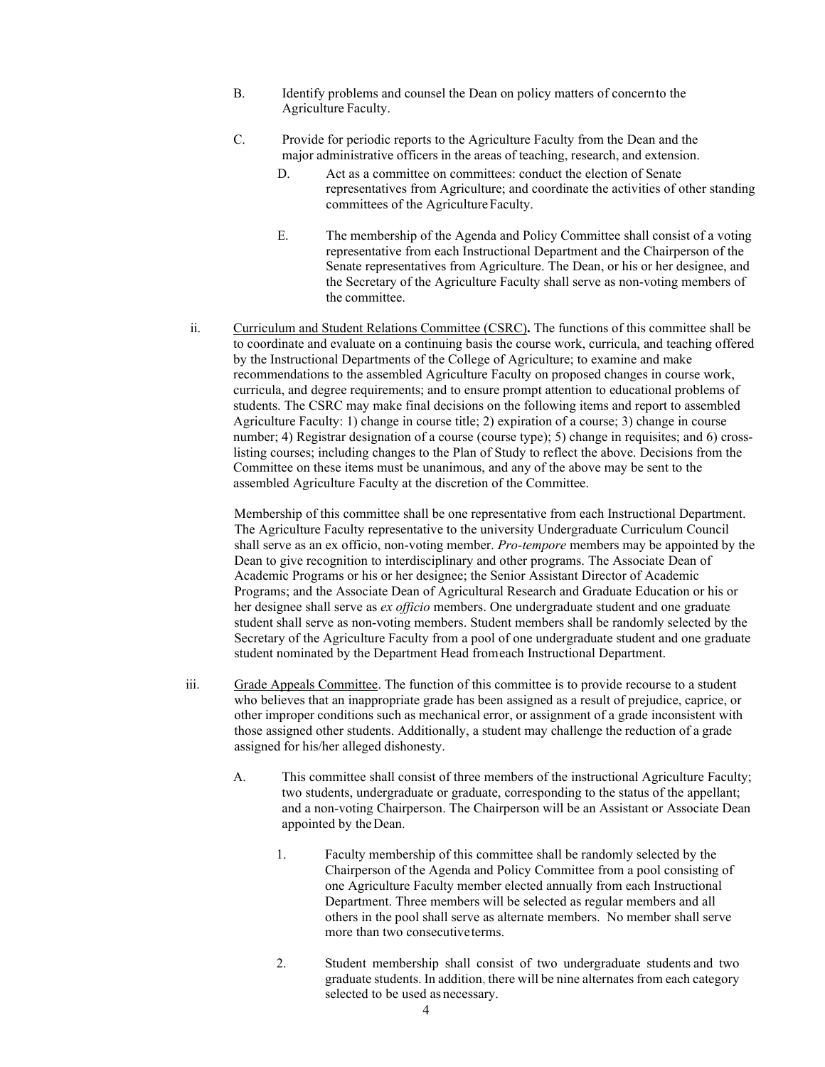B. Identify problems and counsel the Dean on policy matters of concern to the Agriculture Faculty.

C. Provide for periodic reports to the Agriculture Faculty from the Dean and the major administrative officers in the areas of teaching, research, and extension.

D. Act as a committee on committees: conduct the election of Senate representatives from Agriculture; and coordinate the activities of other standing committees of the Agriculture Faculty.

E. The membership of the Agenda and Policy Committee shall consist of a voting representative from each Instructional Department and the Chairperson of the Senate representatives from Agriculture. The Dean, or his or her designee, and the Secretary of the Agriculture Faculty shall serve as non-voting members of the committee.

ii. Curriculum and Student Relations Committee (CSRC)**.** The functions of this committee shall be to coordinate and evaluate on a continuing basis the course work, curricula, and teaching offered by the Instructional Departments of the College of Agriculture; to examine and make recommendations to the assembled Agriculture Faculty on proposed changes in course work, curricula, and degree requirements; and to ensure prompt attention to educational problems of students. The CSRC may make final decisions on the following items and report to assembled Agriculture Faculty: 1) change in course title; 2) expiration of a course; 3) change in course number; 4) Registrar designation of a course (course type); 5) change in requisites; and 6) cross-listing courses; including changes to the Plan of Study to reflect the above. Decisions from the Committee on these items must be unanimous, and any of the above may be sent to the assembled Agriculture Faculty at the discretion of the Committee.

Membership of this committee shall be one representative from each Instructional Department. The Agriculture Faculty representative to the university Undergraduate Curriculum Council shall serve as an ex officio, non-voting member. *Pro-tempore* members may be appointed by the Dean to give recognition to interdisciplinary and other programs. The Associate Dean of Academic Programs or his or her designee; the Senior Assistant Director of Academic Programs; and the Associate Dean of Agricultural Research and Graduate Education or his or her designee shall serve as *ex officio* members. One undergraduate student and one graduate student shall serve as non-voting members. Student members shall be randomly selected by the Secretary of the Agriculture Faculty from a pool of one undergraduate student and one graduate student nominated by the Department Head from each Instructional Department.

iii. Grade Appeals Committee. The function of this committee is to provide recourse to a student who believes that an inappropriate grade has been assigned as a result of prejudice, caprice, or other improper conditions such as mechanical error, or assignment of a grade inconsistent with those assigned other students. Additionally, a student may challenge the reduction of a grade assigned for his/her alleged dishonesty.

A. This committee shall consist of three members of the instructional Agriculture Faculty; two students, undergraduate or graduate, corresponding to the status of the appellant; and a non-voting Chairperson. The Chairperson will be an Assistant or Associate Dean appointed by the Dean.

1. Faculty membership of this committee shall be randomly selected by the Chairperson of the Agenda and Policy Committee from a pool consisting of one Agriculture Faculty member elected annually from each Instructional Department. Three members will be selected as regular members and all others in the pool shall serve as alternate members. No member shall serve more than two consecutive terms.

2. Student membership shall consist of two undergraduate students and two graduate students. In addition, there will be nine alternates from each category selected to be used as necessary.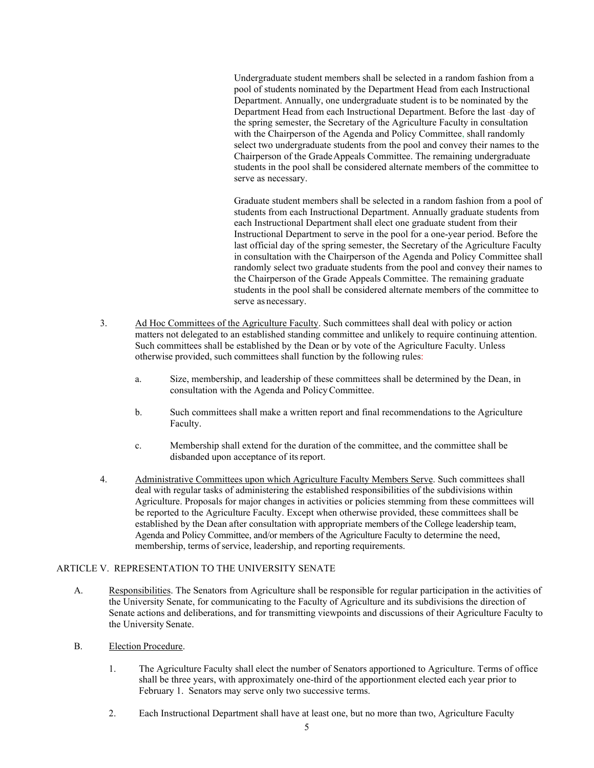Undergraduate student members shall be selected in a random fashion from a pool of students nominated by the Department Head from each Instructional Department. Annually, one undergraduate student is to be nominated by the Department Head from each Instructional Department. Before the last day of the spring semester, the Secretary of the Agriculture Faculty in consultation with the Chairperson of the Agenda and Policy Committee, shall randomly select two undergraduate students from the pool and convey their names to the Chairperson of the Grade Appeals Committee. The remaining undergraduate students in the pool shall be considered alternate members of the committee to serve as necessary.

Graduate student members shall be selected in a random fashion from a pool of students from each Instructional Department. Annually graduate students from each Instructional Department shall elect one graduate student from their Instructional Department to serve in the pool for a one-year period. Before the last official day of the spring semester, the Secretary of the Agriculture Faculty in consultation with the Chairperson of the Agenda and Policy Committee shall randomly select two graduate students from the pool and convey their names to the Chairperson of the Grade Appeals Committee. The remaining graduate students in the pool shall be considered alternate members of the committee to serve as necessary.

3. <u>Ad Hoc Committees of the Agriculture Faculty</u>. Such committees shall deal with policy or action matters not delegated to an established standing committee and unlikely to require continuing attention. Such committees shall be established by the Dean or by vote of the Agriculture Faculty. Unless otherwise provided, such committees shall function by the following rules:

   a. Size, membership, and leadership of these committees shall be determined by the Dean, in consultation with the Agenda and Policy Committee.

   b. Such committees shall make a written report and final recommendations to the Agriculture Faculty.

   c. Membership shall extend for the duration of the committee, and the committee shall be disbanded upon acceptance of its report.

4. <u>Administrative Committees upon which Agriculture Faculty Members Serve</u>. Such committees shall deal with regular tasks of administering the established responsibilities of the subdivisions within Agriculture. Proposals for major changes in activities or policies stemming from these committees will be reported to the Agriculture Faculty. Except when otherwise provided, these committees shall be established by the Dean after consultation with appropriate members of the College leadership team, Agenda and Policy Committee, and/or members of the Agriculture Faculty to determine the need, membership, terms of service, leadership, and reporting requirements.

## ARTICLE V. REPRESENTATION TO THE UNIVERSITY SENATE

A. <u>Responsibilities</u>. The Senators from Agriculture shall be responsible for regular participation in the activities of the University Senate, for communicating to the Faculty of Agriculture and its subdivisions the direction of Senate actions and deliberations, and for transmitting viewpoints and discussions of their Agriculture Faculty to the University Senate.

B. <u>Election Procedure</u>.

   1. The Agriculture Faculty shall elect the number of Senators apportioned to Agriculture. Terms of office shall be three years, with approximately one-third of the apportionment elected each year prior to February 1. Senators may serve only two successive terms.

   2. Each Instructional Department shall have at least one, but no more than two, Agriculture Faculty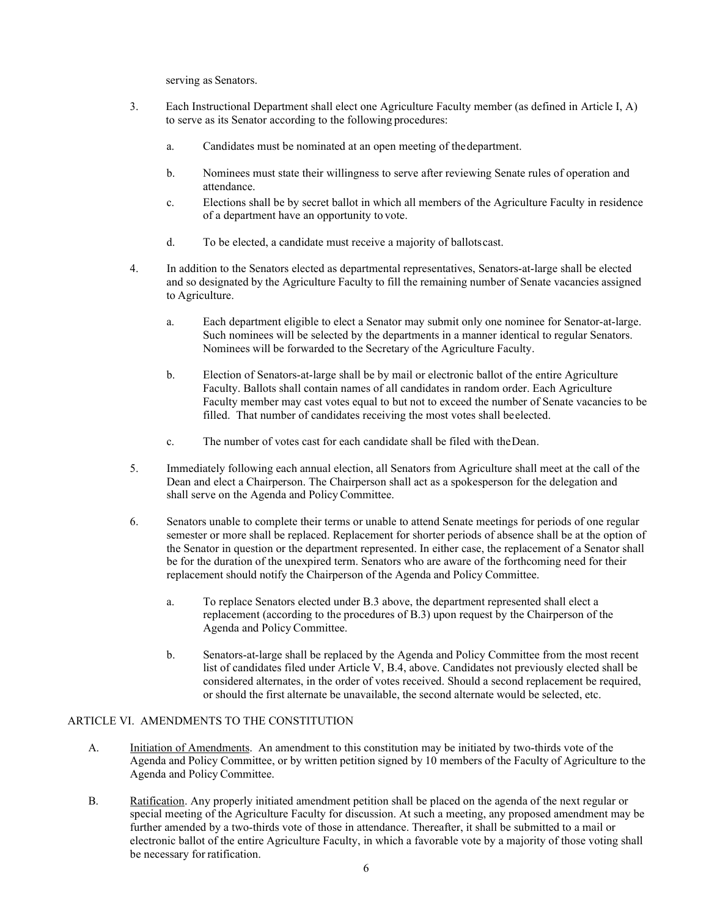serving as Senators.

3. Each Instructional Department shall elect one Agriculture Faculty member (as defined in Article I, A) to serve as its Senator according to the following procedures:

    a. Candidates must be nominated at an open meeting of the department.

    b. Nominees must state their willingness to serve after reviewing Senate rules of operation and attendance.

    c. Elections shall be by secret ballot in which all members of the Agriculture Faculty in residence of a department have an opportunity to vote.

    d. To be elected, a candidate must receive a majority of ballots cast.

4. In addition to the Senators elected as departmental representatives, Senators-at-large shall be elected and so designated by the Agriculture Faculty to fill the remaining number of Senate vacancies assigned to Agriculture.

    a. Each department eligible to elect a Senator may submit only one nominee for Senator-at-large. Such nominees will be selected by the departments in a manner identical to regular Senators. Nominees will be forwarded to the Secretary of the Agriculture Faculty.

    b. Election of Senators-at-large shall be by mail or electronic ballot of the entire Agriculture Faculty. Ballots shall contain names of all candidates in random order. Each Agriculture Faculty member may cast votes equal to but not to exceed the number of Senate vacancies to be filled. That number of candidates receiving the most votes shall be elected.

    c. The number of votes cast for each candidate shall be filed with the Dean.

5. Immediately following each annual election, all Senators from Agriculture shall meet at the call of the Dean and elect a Chairperson. The Chairperson shall act as a spokesperson for the delegation and shall serve on the Agenda and Policy Committee.

6. Senators unable to complete their terms or unable to attend Senate meetings for periods of one regular semester or more shall be replaced. Replacement for shorter periods of absence shall be at the option of the Senator in question or the department represented. In either case, the replacement of a Senator shall be for the duration of the unexpired term. Senators who are aware of the forthcoming need for their replacement should notify the Chairperson of the Agenda and Policy Committee.

    a. To replace Senators elected under B.3 above, the department represented shall elect a replacement (according to the procedures of B.3) upon request by the Chairperson of the Agenda and Policy Committee.

    b. Senators-at-large shall be replaced by the Agenda and Policy Committee from the most recent list of candidates filed under Article V, B.4, above. Candidates not previously elected shall be considered alternates, in the order of votes received. Should a second replacement be required, or should the first alternate be unavailable, the second alternate would be selected, etc.

## ARTICLE VI. AMENDMENTS TO THE CONSTITUTION

A. <u>Initiation of Amendments</u>. An amendment to this constitution may be initiated by two-thirds vote of the Agenda and Policy Committee, or by written petition signed by 10 members of the Faculty of Agriculture to the Agenda and Policy Committee.

B. <u>Ratification</u>. Any properly initiated amendment petition shall be placed on the agenda of the next regular or special meeting of the Agriculture Faculty for discussion. At such a meeting, any proposed amendment may be further amended by a two-thirds vote of those in attendance. Thereafter, it shall be submitted to a mail or electronic ballot of the entire Agriculture Faculty, in which a favorable vote by a majority of those voting shall be necessary for ratification.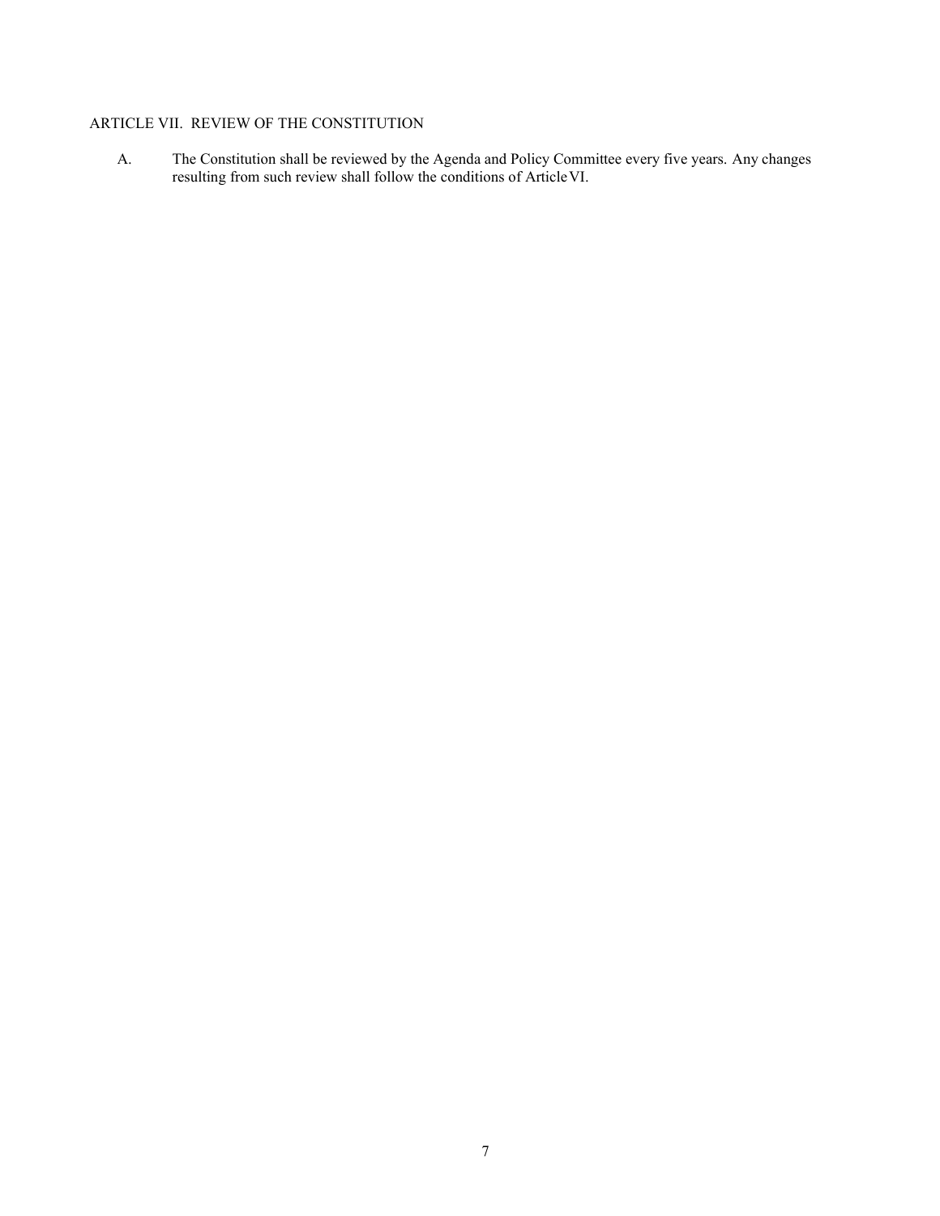## ARTICLE VII. REVIEW OF THE CONSTITUTION

A. The Constitution shall be reviewed by the Agenda and Policy Committee every five years. Any changes resulting from such review shall follow the conditions of Article VI.